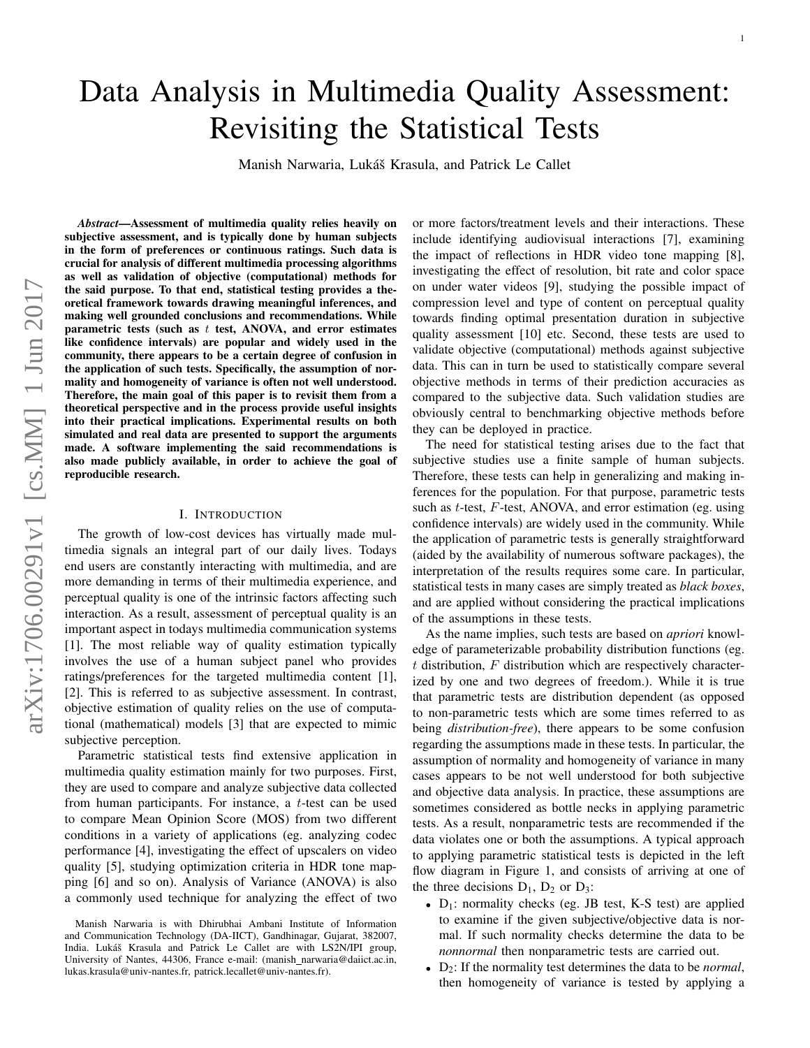# Data Analysis in Multimedia Quality Assessment: Revisiting the Statistical Tests

Manish Narwaria, Lukáš Krasula, and Patrick Le Callet

***Abstract*—Assessment of multimedia quality relies heavily on subjective assessment, and is typically done by human subjects in the form of preferences or continuous ratings. Such data is crucial for analysis of different multimedia processing algorithms as well as validation of objective (computational) methods for the said purpose. To that end, statistical testing provides a theoretical framework towards drawing meaningful inferences, and making well grounded conclusions and recommendations. While parametric tests (such as $t$ test, ANOVA, and error estimates like confidence intervals) are popular and widely used in the community, there appears to be a certain degree of confusion in the application of such tests. Specifically, the assumption of normality and homogeneity of variance is often not well understood. Therefore, the main goal of this paper is to revisit them from a theoretical perspective and in the process provide useful insights into their practical implications. Experimental results on both simulated and real data are presented to support the arguments made. A software implementing the said recommendations is also made publicly available, in order to achieve the goal of reproducible research.**

## I. Introduction

The growth of low-cost devices has virtually made multimedia signals an integral part of our daily lives. Todays end users are constantly interacting with multimedia, and are more demanding in terms of their multimedia experience, and perceptual quality is one of the intrinsic factors affecting such interaction. As a result, assessment of perceptual quality is an important aspect in todays multimedia communication systems [1]. The most reliable way of quality estimation typically involves the use of a human subject panel who provides ratings/preferences for the targeted multimedia content [1], [2]. This is referred to as subjective assessment. In contrast, objective estimation of quality relies on the use of computational (mathematical) models [3] that are expected to mimic subjective perception.

Parametric statistical tests find extensive application in multimedia quality estimation mainly for two purposes. First, they are used to compare and analyze subjective data collected from human participants. For instance, a $t$-test can be used to compare Mean Opinion Score (MOS) from two different conditions in a variety of applications (eg. analyzing codec performance [4], investigating the effect of upscalers on video quality [5], studying optimization criteria in HDR tone mapping [6] and so on). Analysis of Variance (ANOVA) is also a commonly used technique for analyzing the effect of two or more factors/treatment levels and their interactions. These include identifying audiovisual interactions [7], examining the impact of reflections in HDR video tone mapping [8], investigating the effect of resolution, bit rate and color space on under water videos [9], studying the possible impact of compression level and type of content on perceptual quality towards finding optimal presentation duration in subjective quality assessment [10] etc. Second, these tests are used to validate objective (computational) methods against subjective data. This can in turn be used to statistically compare several objective methods in terms of their prediction accuracies as compared to the subjective data. Such validation studies are obviously central to benchmarking objective methods before they can be deployed in practice.

The need for statistical testing arises due to the fact that subjective studies use a finite sample of human subjects. Therefore, these tests can help in generalizing and making inferences for the population. For that purpose, parametric tests such as $t$-test, $F$-test, ANOVA, and error estimation (eg. using confidence intervals) are widely used in the community. While the application of parametric tests is generally straightforward (aided by the availability of numerous software packages), the interpretation of the results requires some care. In particular, statistical tests in many cases are simply treated as *black boxes*, and are applied without considering the practical implications of the assumptions in these tests.

As the name implies, such tests are based on *apriori* knowledge of parameterizable probability distribution functions (eg. $t$ distribution, $F$ distribution which are respectively characterized by one and two degrees of freedom.). While it is true that parametric tests are distribution dependent (as opposed to non-parametric tests which are some times referred to as being *distribution-free*), there appears to be some confusion regarding the assumptions made in these tests. In particular, the assumption of normality and homogeneity of variance in many cases appears to be not well understood for both subjective and objective data analysis. In practice, these assumptions are sometimes considered as bottle necks in applying parametric tests. As a result, nonparametric tests are recommended if the data violates one or both the assumptions. A typical approach to applying parametric statistical tests is depicted in the left flow diagram in Figure 1, and consists of arriving at one of the three decisions $D_1$, $D_2$ or $D_3$:

- $D_1$: normality checks (eg. JB test, K-S test) are applied to examine if the given subjective/objective data is normal. If such normality checks determine the data to be *nonnormal* then nonparametric tests are carried out.
- $D_2$: If the normality test determines the data to be *normal*, then homogeneity of variance is tested by applying a

Manish Narwaria is with Dhirubhai Ambani Institute of Information and Communication Technology (DA-IICT), Gandhinagar, Gujarat, 382007, India. Lukáš Krasula and Patrick Le Callet are with LS2N/IPI group, University of Nantes, 44306, France e-mail: (manish_narwaria@daiict.ac.in, lukas.krasula@univ-nantes.fr, patrick.lecallet@univ-nantes.fr).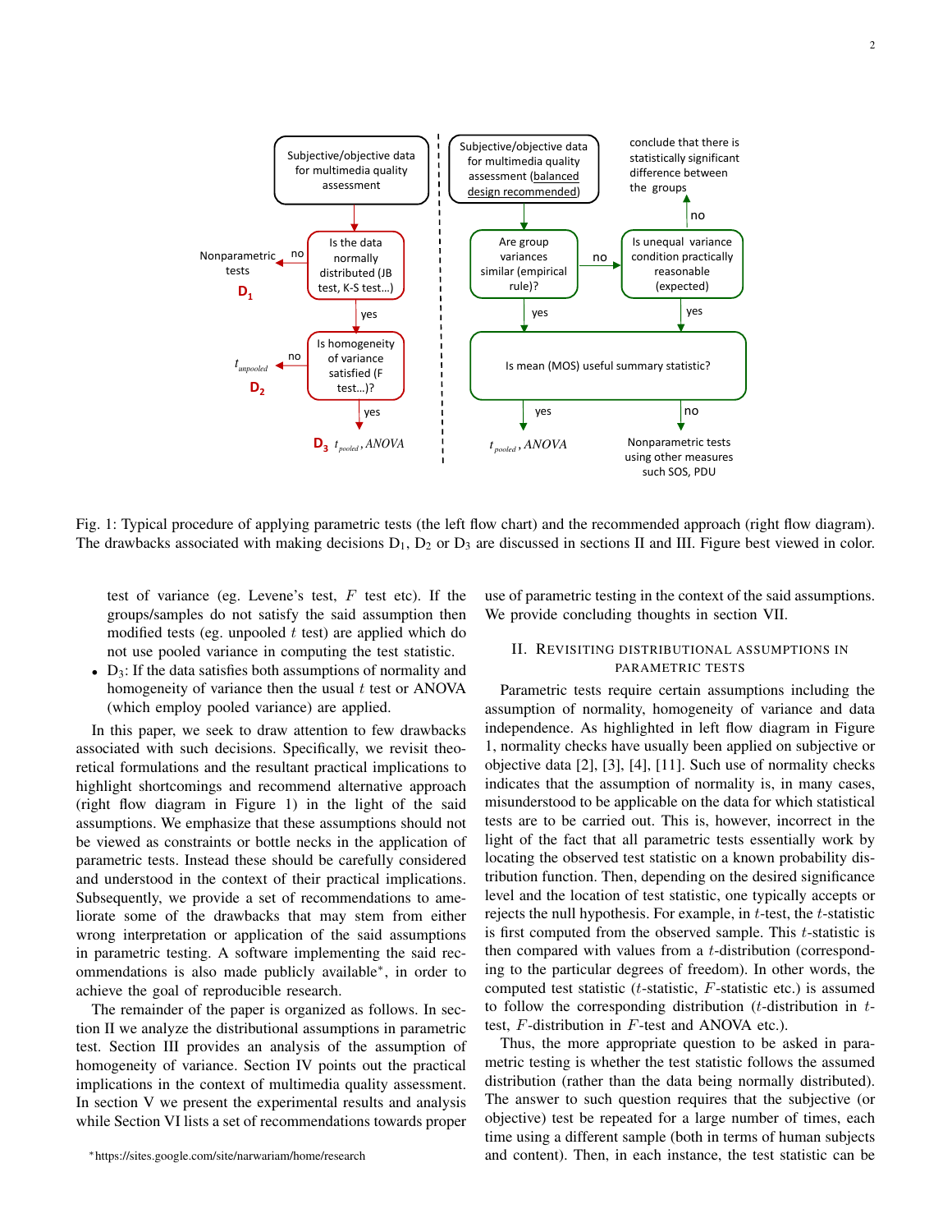Fig. 1: Typical procedure of applying parametric tests (the left flow chart) and the recommended approach (right flow diagram). The drawbacks associated with making decisions $D_1$, $D_2$ or $D_3$ are discussed in sections II and III. Figure best viewed in color.

test of variance (eg. Levene's test, $F$ test etc). If the groups/samples do not satisfy the said assumption then modified tests (eg. unpooled $t$ test) are applied which do not use pooled variance in computing the test statistic.

- $D_3$: If the data satisfies both assumptions of normality and homogeneity of variance then the usual $t$ test or ANOVA (which employ pooled variance) are applied.

In this paper, we seek to draw attention to few drawbacks associated with such decisions. Specifically, we revisit theoretical formulations and the resultant practical implications to highlight shortcomings and recommend alternative approach (right flow diagram in Figure 1) in the light of the said assumptions. We emphasize that these assumptions should not be viewed as constraints or bottle necks in the application of parametric tests. Instead these should be carefully considered and understood in the context of their practical implications. Subsequently, we provide a set of recommendations to ameliorate some of the drawbacks that may stem from either wrong interpretation or application of the said assumptions in parametric testing. A software implementing the said recommendations is also made publicly available*, in order to achieve the goal of reproducible research.

The remainder of the paper is organized as follows. In section II we analyze the distributional assumptions in parametric test. Section III provides an analysis of the assumption of homogeneity of variance. Section IV points out the practical implications in the context of multimedia quality assessment. In section V we present the experimental results and analysis while Section VI lists a set of recommendations towards proper use of parametric testing in the context of the said assumptions. We provide concluding thoughts in section VII.

*https://sites.google.com/site/narwariam/home/research

## II. Revisiting distributional assumptions in parametric tests

Parametric tests require certain assumptions including the assumption of normality, homogeneity of variance and data independence. As highlighted in left flow diagram in Figure 1, normality checks have usually been applied on subjective or objective data [2], [3], [4], [11]. Such use of normality checks indicates that the assumption of normality is, in many cases, misunderstood to be applicable on the data for which statistical tests are to be carried out. This is, however, incorrect in the light of the fact that all parametric tests essentially work by locating the observed test statistic on a known probability distribution function. Then, depending on the desired significance level and the location of test statistic, one typically accepts or rejects the null hypothesis. For example, in $t$-test, the $t$-statistic is first computed from the observed sample. This $t$-statistic is then compared with values from a $t$-distribution (corresponding to the particular degrees of freedom). In other words, the computed test statistic ($t$-statistic, $F$-statistic etc.) is assumed to follow the corresponding distribution ($t$-distribution in $t$-test, $F$-distribution in $F$-test and ANOVA etc.).

Thus, the more appropriate question to be asked in parametric testing is whether the test statistic follows the assumed distribution (rather than the data being normally distributed). The answer to such question requires that the subjective (or objective) test be repeated for a large number of times, each time using a different sample (both in terms of human subjects and content). Then, in each instance, the test statistic can be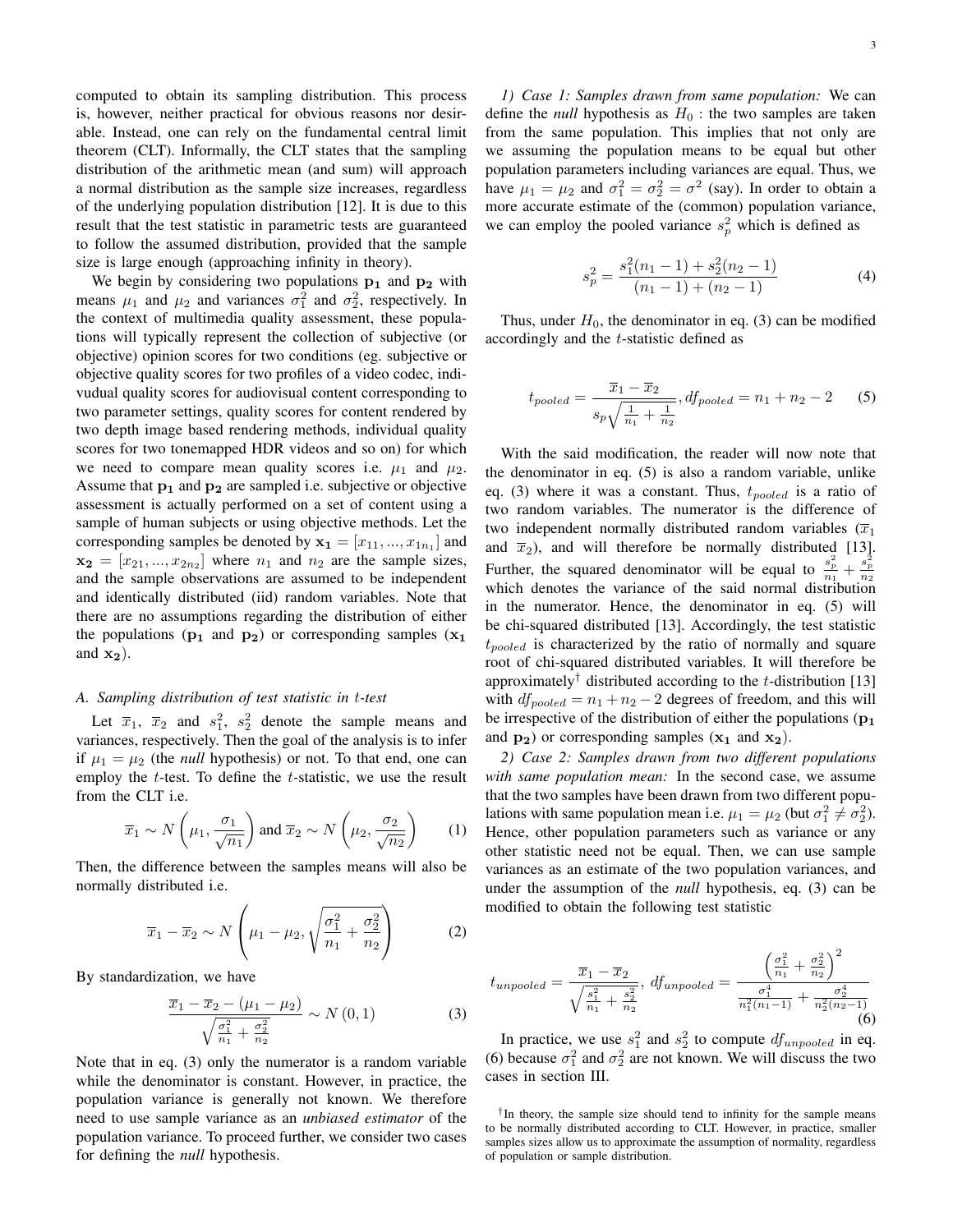computed to obtain its sampling distribution. This process is, however, neither practical for obvious reasons nor desirable. Instead, one can rely on the fundamental central limit theorem (CLT). Informally, the CLT states that the sampling distribution of the arithmetic mean (and sum) will approach a normal distribution as the sample size increases, regardless of the underlying population distribution [12]. It is due to this result that the test statistic in parametric tests are guaranteed to follow the assumed distribution, provided that the sample size is large enough (approaching infinity in theory).

We begin by considering two populations $\mathbf{p_1}$ and $\mathbf{p_2}$ with means $\mu_1$ and $\mu_2$ and variances $\sigma_1^2$ and $\sigma_2^2$, respectively. In the context of multimedia quality assessment, these populations will typically represent the collection of subjective (or objective) opinion scores for two conditions (eg. subjective or objective quality scores for two profiles of a video codec, indivudual quality scores for audiovisual content corresponding to two parameter settings, quality scores for content rendered by two depth image based rendering methods, individual quality scores for two tonemapped HDR videos and so on) for which we need to compare mean quality scores i.e. $\mu_1$ and $\mu_2$. Assume that $\mathbf{p_1}$ and $\mathbf{p_2}$ are sampled i.e. subjective or objective assessment is actually performed on a set of content using a sample of human subjects or using objective methods. Let the corresponding samples be denoted by $\mathbf{x_1} = [x_{11}, ..., x_{1n_1}]$ and $\mathbf{x_2} = [x_{21}, ..., x_{2n_2}]$ where $n_1$ and $n_2$ are the sample sizes, and the sample observations are assumed to be independent and identically distributed (iid) random variables. Note that there are no assumptions regarding the distribution of either the populations ($\mathbf{p_1}$ and $\mathbf{p_2}$) or corresponding samples ($\mathbf{x_1}$ and $\mathbf{x_2}$).

### A. Sampling distribution of test statistic in $t$-test

Let $\overline{x}_1$, $\overline{x}_2$ and $s_1^2$, $s_2^2$ denote the sample means and variances, respectively. Then the goal of the analysis is to infer if $\mu_1 = \mu_2$ (the *null* hypothesis) or not. To that end, one can employ the $t$-test. To define the $t$-statistic, we use the result from the CLT i.e.

$$\overline{x}_1 \sim N\left(\mu_1, \frac{\sigma_1}{\sqrt{n_1}}\right) \text{ and } \overline{x}_2 \sim N\left(\mu_2, \frac{\sigma_2}{\sqrt{n_2}}\right) \quad (1)$$

Then, the difference between the samples means will also be normally distributed i.e.

$$\overline{x}_1 - \overline{x}_2 \sim N\left(\mu_1 - \mu_2, \sqrt{\frac{\sigma_1^2}{n_1} + \frac{\sigma_2^2}{n_2}}\right) \quad (2)$$

By standardization, we have

$$\frac{\overline{x}_1 - \overline{x}_2 - (\mu_1 - \mu_2)}{\sqrt{\frac{\sigma_1^2}{n_1} + \frac{\sigma_2^2}{n_2}}} \sim N(0, 1) \quad (3)$$

Note that in eq. (3) only the numerator is a random variable while the denominator is constant. However, in practice, the population variance is generally not known. We therefore need to use sample variance as an *unbiased estimator* of the population variance. To proceed further, we consider two cases for defining the *null* hypothesis.

*1) Case 1: Samples drawn from same population:* We can define the *null* hypothesis as $H_0$ : the two samples are taken from the same population. This implies that not only are we assuming the population means to be equal but other population parameters including variances are equal. Thus, we have $\mu_1 = \mu_2$ and $\sigma_1^2 = \sigma_2^2 = \sigma^2$ (say). In order to obtain a more accurate estimate of the (common) population variance, we can employ the pooled variance $s_p^2$ which is defined as

$$s_p^2 = \frac{s_1^2(n_1 - 1) + s_2^2(n_2 - 1)}{(n_1 - 1) + (n_2 - 1)} \quad (4)$$

Thus, under $H_0$, the denominator in eq. (3) can be modified accordingly and the $t$-statistic defined as

$$t_{pooled} = \frac{\overline{x}_1 - \overline{x}_2}{s_p\sqrt{\frac{1}{n_1} + \frac{1}{n_2}}}, df_{pooled} = n_1 + n_2 - 2 \quad (5)$$

With the said modification, the reader will now note that the denominator in eq. (5) is also a random variable, unlike eq. (3) where it was a constant. Thus, $t_{pooled}$ is a ratio of two random variables. The numerator is the difference of two independent normally distributed random variables ($\overline{x}_1$ and $\overline{x}_2$), and will therefore be normally distributed [13]. Further, the squared denominator will be equal to $\frac{s_p^2}{n_1} + \frac{s_p^2}{n_2}$ which denotes the variance of the said normal distribution in the numerator. Hence, the denominator in eq. (5) will be chi-squared distributed [13]. Accordingly, the test statistic $t_{pooled}$ is characterized by the ratio of normally and square root of chi-squared distributed variables. It will therefore be approximately† distributed according to the $t$-distribution [13] with $df_{pooled} = n_1 + n_2 - 2$ degrees of freedom, and this will be irrespective of the distribution of either the populations ($\mathbf{p_1}$ and $\mathbf{p_2}$) or corresponding samples ($\mathbf{x_1}$ and $\mathbf{x_2}$).

*2) Case 2: Samples drawn from two different populations with same population mean:* In the second case, we assume that the two samples have been drawn from two different populations with same population mean i.e. $\mu_1 = \mu_2$ (but $\sigma_1^2 \neq \sigma_2^2$). Hence, other population parameters such as variance or any other statistic need not be equal. Then, we can use sample variances as an estimate of the two population variances, and under the assumption of the *null* hypothesis, eq. (3) can be modified to obtain the following test statistic

$$t_{unpooled} = \frac{\overline{x}_1 - \overline{x}_2}{\sqrt{\frac{s_1^2}{n_1} + \frac{s_2^2}{n_2}}},\ df_{unpooled} = \frac{\left(\frac{\sigma_1^2}{n_1} + \frac{\sigma_2^2}{n_2}\right)^2}{\frac{\sigma_1^4}{n_1^2(n_1-1)} + \frac{\sigma_2^4}{n_2^2(n_2-1)}} \quad (6)$$

In practice, we use $s_1^2$ and $s_2^2$ to compute $df_{unpooled}$ in eq. (6) because $\sigma_1^2$ and $\sigma_2^2$ are not known. We will discuss the two cases in section III.

†In theory, the sample size should tend to infinity for the sample means to be normally distributed according to CLT. However, in practice, smaller samples sizes allow us to approximate the assumption of normality, regardless of population or sample distribution.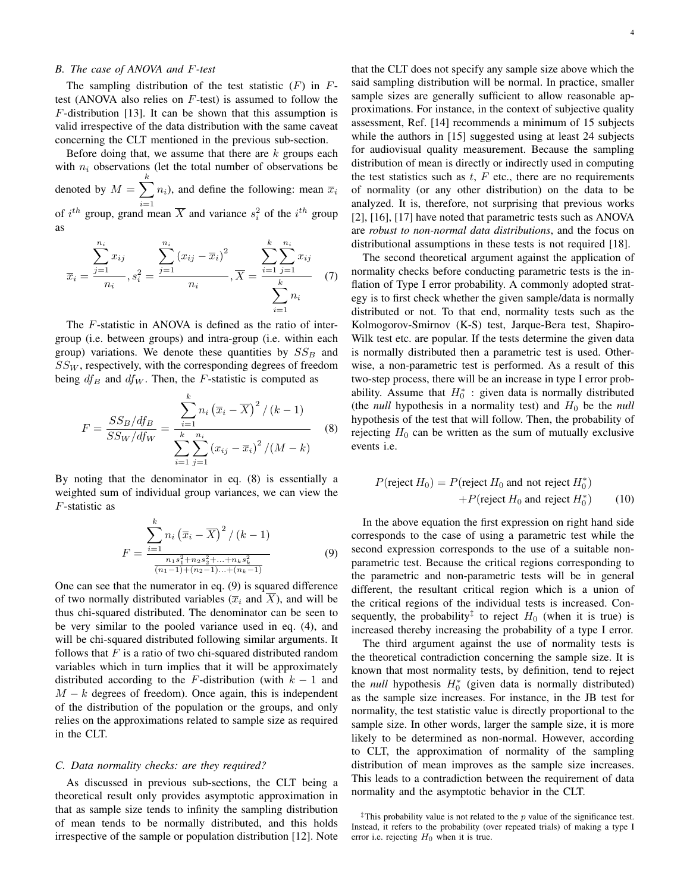### B. The case of ANOVA and $F$-test

The sampling distribution of the test statistic ($F$) in $F$-test (ANOVA also relies on $F$-test) is assumed to follow the $F$-distribution [13]. It can be shown that this assumption is valid irrespective of the data distribution with the same caveat concerning the CLT mentioned in the previous sub-section.

Before doing that, we assume that there are $k$ groups each with $n_i$ observations (let the total number of observations be denoted by $M = \sum_{i=1}^{k} n_i$), and define the following: mean $\overline{x}_i$ of $i^{th}$ group, grand mean $\overline{X}$ and variance $s_i^2$ of the $i^{th}$ group as

$$\overline{x}_i = \frac{\sum_{j=1}^{n_i} x_{ij}}{n_i}, s_i^2 = \frac{\sum_{j=1}^{n_i} \left(x_{ij} - \overline{x}_i\right)^2}{n_i}, \overline{X} = \frac{\sum_{i=1}^{k}\sum_{j=1}^{n_i} x_{ij}}{\sum_{i=1}^{k} n_i} \quad (7)$$

The $F$-statistic in ANOVA is defined as the ratio of inter-group (i.e. between groups) and intra-group (i.e. within each group) variations. We denote these quantities by $SS_B$ and $SS_W$, respectively, with the corresponding degrees of freedom being $df_B$ and $df_W$. Then, the $F$-statistic is computed as

$$F = \frac{SS_B/df_B}{SS_W/df_W} = \frac{\sum_{i=1}^{k} n_i \left(\overline{x}_i - \overline{X}\right)^2 / (k-1)}{\sum_{i=1}^{k}\sum_{j=1}^{n_i} \left(x_{ij} - \overline{x}_i\right)^2 / (M-k)} \quad (8)$$

By noting that the denominator in eq. (8) is essentially a weighted sum of individual group variances, we can view the $F$-statistic as

$$F = \frac{\sum_{i=1}^{k} n_i \left(\overline{x}_i - \overline{X}\right)^2 / (k-1)}{\frac{n_1 s_1^2 + n_2 s_2^2 + \ldots + n_k s_k^2}{(n_1-1)+(n_2-1)\ldots+(n_k-1)}} \quad (9)$$

One can see that the numerator in eq. (9) is squared difference of two normally distributed variables ($\overline{x}_i$ and $\overline{X}$), and will be thus chi-squared distributed. The denominator can be seen to be very similar to the pooled variance used in eq. (4), and will be chi-squared distributed following similar arguments. It follows that $F$ is a ratio of two chi-squared distributed random variables which in turn implies that it will be approximately distributed according to the $F$-distribution (with $k-1$ and $M-k$ degrees of freedom). Once again, this is independent of the distribution of the population or the groups, and only relies on the approximations related to sample size as required in the CLT.

### C. Data normality checks: are they required?

As discussed in previous sub-sections, the CLT being a theoretical result only provides asymptotic approximation in that as sample size tends to infinity the sampling distribution of mean tends to be normally distributed, and this holds irrespective of the sample or population distribution [12]. Note that the CLT does not specify any sample size above which the said sampling distribution will be normal. In practice, smaller sample sizes are generally sufficient to allow reasonable approximations. For instance, in the context of subjective quality assessment, Ref. [14] recommends a minimum of 15 subjects while the authors in [15] suggested using at least 24 subjects for audiovisual quality measurement. Because the sampling distribution of mean is directly or indirectly used in computing the test statistics such as $t$, $F$ etc., there are no requirements of normality (or any other distribution) on the data to be analyzed. It is, therefore, not surprising that previous works [2], [16], [17] have noted that parametric tests such as ANOVA are *robust to non-normal data distributions*, and the focus on distributional assumptions in these tests is not required [18].

The second theoretical argument against the application of normality checks before conducting parametric tests is the inflation of Type I error probability. A commonly adopted strategy is to first check whether the given sample/data is normally distributed or not. To that end, normality tests such as the Kolmogorov-Smirnov (K-S) test, Jarque-Bera test, Shapiro-Wilk test etc. are popular. If the tests determine the given data is normally distributed then a parametric test is used. Otherwise, a non-parametric test is performed. As a result of this two-step process, there will be an increase in type I error probability. Assume that $H_0^*$ : given data is normally distributed (the *null* hypothesis in a normality test) and $H_0$ be the *null* hypothesis of the test that will follow. Then, the probability of rejecting $H_0$ can be written as the sum of mutually exclusive events i.e.

$$\begin{aligned} P(\text{reject } H_0) = & \; P(\text{reject } H_0 \text{ and not reject } H_0^*) \\ & + P(\text{reject } H_0 \text{ and reject } H_0^*) \end{aligned} \quad (10)$$

In the above equation the first expression on right hand side corresponds to the case of using a parametric test while the second expression corresponds to the use of a suitable non-parametric test. Because the critical regions corresponding to the parametric and non-parametric tests will be in general different, the resultant critical region which is a union of the critical regions of the individual tests is increased. Consequently, the probability[‡] to reject $H_0$ (when it is true) is increased thereby increasing the probability of a type I error.

The third argument against the use of normality tests is the theoretical contradiction concerning the sample size. It is known that most normality tests, by definition, tend to reject the *null* hypothesis $H_0^*$ (given data is normally distributed) as the sample size increases. For instance, in the JB test for normality, the test statistic value is directly proportional to the sample size. In other words, larger the sample size, it is more likely to be determined as non-normal. However, according to CLT, the approximation of normality of the sampling distribution of mean improves as the sample size increases. This leads to a contradiction between the requirement of data normality and the asymptotic behavior in the CLT.

[‡] This probability value is not related to the $p$ value of the significance test. Instead, it refers to the probability (over repeated trials) of making a type I error i.e. rejecting $H_0$ when it is true.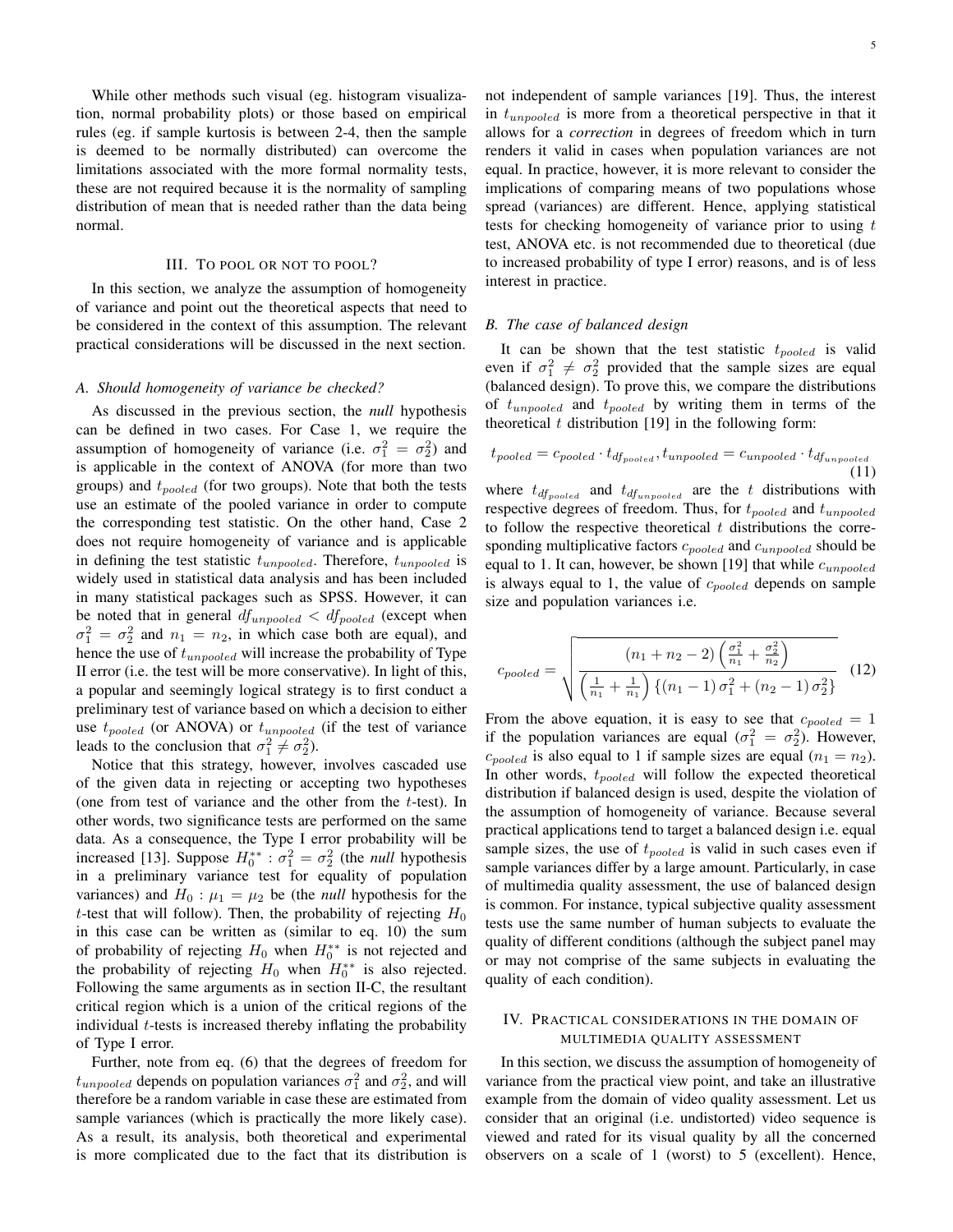While other methods such visual (eg. histogram visualization, normal probability plots) or those based on empirical rules (eg. if sample kurtosis is between 2-4, then the sample is deemed to be normally distributed) can overcome the limitations associated with the more formal normality tests, these are not required because it is the normality of sampling distribution of mean that is needed rather than the data being normal.

## III. To pool or not to pool?

In this section, we analyze the assumption of homogeneity of variance and point out the theoretical aspects that need to be considered in the context of this assumption. The relevant practical considerations will be discussed in the next section.

### A. Should homogeneity of variance be checked?

As discussed in the previous section, the *null* hypothesis can be defined in two cases. For Case 1, we require the assumption of homogeneity of variance (i.e. $\sigma_1^2 = \sigma_2^2$) and is applicable in the context of ANOVA (for more than two groups) and $t_{pooled}$ (for two groups). Note that both the tests use an estimate of the pooled variance in order to compute the corresponding test statistic. On the other hand, Case 2 does not require homogeneity of variance and is applicable in defining the test statistic $t_{unpooled}$. Therefore, $t_{unpooled}$ is widely used in statistical data analysis and has been included in many statistical packages such as SPSS. However, it can be noted that in general $df_{unpooled} < df_{pooled}$ (except when $\sigma_1^2 = \sigma_2^2$ and $n_1 = n_2$, in which case both are equal), and hence the use of $t_{unpooled}$ will increase the probability of Type II error (i.e. the test will be more conservative). In light of this, a popular and seemingly logical strategy is to first conduct a preliminary test of variance based on which a decision to either use $t_{pooled}$ (or ANOVA) or $t_{unpooled}$ (if the test of variance leads to the conclusion that $\sigma_1^2 \neq \sigma_2^2$).

Notice that this strategy, however, involves cascaded use of the given data in rejecting or accepting two hypotheses (one from test of variance and the other from the $t$-test). In other words, two significance tests are performed on the same data. As a consequence, the Type I error probability will be increased [13]. Suppose $H_0^{**} : \sigma_1^2 = \sigma_2^2$ (the *null* hypothesis in a preliminary variance test for equality of population variances) and $H_0 : \mu_1 = \mu_2$ be (the *null* hypothesis for the $t$-test that will follow). Then, the probability of rejecting $H_0$ in this case can be written as (similar to eq. 10) the sum of probability of rejecting $H_0$ when $H_0^{**}$ is not rejected and the probability of rejecting $H_0$ when $H_0^{**}$ is also rejected. Following the same arguments as in section II-C, the resultant critical region which is a union of the critical regions of the individual $t$-tests is increased thereby inflating the probability of Type I error.

Further, note from eq. (6) that the degrees of freedom for $t_{unpooled}$ depends on population variances $\sigma_1^2$ and $\sigma_2^2$, and will therefore be a random variable in case these are estimated from sample variances (which is practically the more likely case). As a result, its analysis, both theoretical and experimental is more complicated due to the fact that its distribution is not independent of sample variances [19]. Thus, the interest in $t_{unpooled}$ is more from a theoretical perspective in that it allows for a *correction* in degrees of freedom which in turn renders it valid in cases when population variances are not equal. In practice, however, it is more relevant to consider the implications of comparing means of two populations whose spread (variances) are different. Hence, applying statistical tests for checking homogeneity of variance prior to using $t$ test, ANOVA etc. is not recommended due to theoretical (due to increased probability of type I error) reasons, and is of less interest in practice.

### B. The case of balanced design

It can be shown that the test statistic $t_{pooled}$ is valid even if $\sigma_1^2 \neq \sigma_2^2$ provided that the sample sizes are equal (balanced design). To prove this, we compare the distributions of $t_{unpooled}$ and $t_{pooled}$ by writing them in terms of the theoretical $t$ distribution [19] in the following form:

$$t_{pooled} = c_{pooled} \cdot t_{df_{pooled}}, t_{unpooled} = c_{unpooled} \cdot t_{df_{unpooled}} \quad (11)$$

where $t_{df_{pooled}}$ and $t_{df_{unpooled}}$ are the $t$ distributions with respective degrees of freedom. Thus, for $t_{pooled}$ and $t_{unpooled}$ to follow the respective theoretical $t$ distributions the corresponding multiplicative factors $c_{pooled}$ and $c_{unpooled}$ should be equal to 1. It can, however, be shown [19] that while $c_{unpooled}$ is always equal to 1, the value of $c_{pooled}$ depends on sample size and population variances i.e.

$$c_{pooled} = \sqrt{\frac{(n_1 + n_2 - 2)\left(\frac{\sigma_1^2}{n_1} + \frac{\sigma_2^2}{n_2}\right)}{\left(\frac{1}{n_1} + \frac{1}{n_1}\right)\{(n_1 - 1)\,\sigma_1^2 + (n_2 - 1)\,\sigma_2^2\}}} \quad (12)$$

From the above equation, it is easy to see that $c_{pooled} = 1$ if the population variances are equal ($\sigma_1^2 = \sigma_2^2$). However, $c_{pooled}$ is also equal to 1 if sample sizes are equal ($n_1 = n_2$). In other words, $t_{pooled}$ will follow the expected theoretical distribution if balanced design is used, despite the violation of the assumption of homogeneity of variance. Because several practical applications tend to target a balanced design i.e. equal sample sizes, the use of $t_{pooled}$ is valid in such cases even if sample variances differ by a large amount. Particularly, in case of multimedia quality assessment, the use of balanced design is common. For instance, typical subjective quality assessment tests use the same number of human subjects to evaluate the quality of different conditions (although the subject panel may or may not comprise of the same subjects in evaluating the quality of each condition).

## IV. Practical considerations in the domain of multimedia quality assessment

In this section, we discuss the assumption of homogeneity of variance from the practical view point, and take an illustrative example from the domain of video quality assessment. Let us consider that an original (i.e. undistorted) video sequence is viewed and rated for its visual quality by all the concerned observers on a scale of 1 (worst) to 5 (excellent). Hence,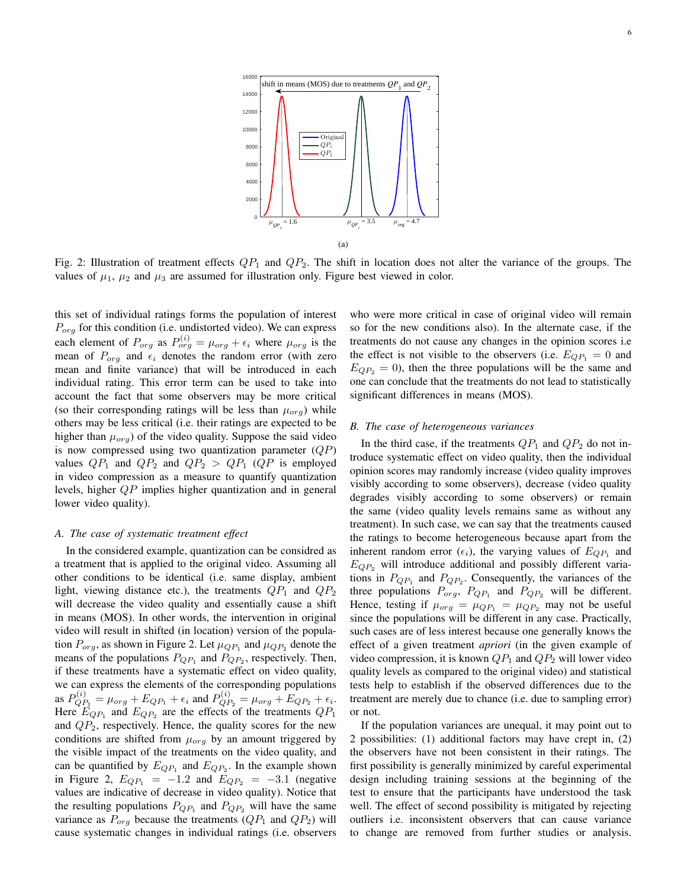(a)

Fig. 2: Illustration of treatment effects $QP_1$ and $QP_2$. The shift in location does not alter the variance of the groups. The values of $\mu_1$, $\mu_2$ and $\mu_3$ are assumed for illustration only. Figure best viewed in color.

this set of individual ratings forms the population of interest $P_{org}$ for this condition (i.e. undistorted video). We can express each element of $P_{org}$ as $P_{org}^{(i)} = \mu_{org} + \epsilon_i$ where $\mu_{org}$ is the mean of $P_{org}$ and $\epsilon_i$ denotes the random error (with zero mean and finite variance) that will be introduced in each individual rating. This error term can be used to take into account the fact that some observers may be more critical (so their corresponding ratings will be less than $\mu_{org}$) while others may be less critical (i.e. their ratings are expected to be higher than $\mu_{org}$) of the video quality. Suppose the said video is now compressed using two quantization parameter ($QP$) values $QP_1$ and $QP_2$ and $QP_2 > QP_1$ ($QP$ is employed in video compression as a measure to quantify quantization levels, higher $QP$ implies higher quantization and in general lower video quality).

### A. The case of systematic treatment effect

In the considered example, quantization can be considred as a treatment that is applied to the original video. Assuming all other conditions to be identical (i.e. same display, ambient light, viewing distance etc.), the treatments $QP_1$ and $QP_2$ will decrease the video quality and essentially cause a shift in means (MOS). In other words, the intervention in original video will result in shifted (in location) version of the population $P_{org}$, as shown in Figure 2. Let $\mu_{QP_1}$ and $\mu_{QP_2}$ denote the means of the populations $P_{QP_1}$ and $P_{QP_2}$, respectively. Then, if these treatments have a systematic effect on video quality, we can express the elements of the corresponding populations as $P_{QP_1}^{(i)} = \mu_{org} + E_{QP_1} + \epsilon_i$ and $P_{QP_2}^{(i)} = \mu_{org} + E_{QP_2} + \epsilon_i$. Here $E_{QP_1}$ and $E_{QP_2}$ are the effects of the treatments $QP_1$ and $QP_2$, respectively. Hence, the quality scores for the new conditions are shifted from $\mu_{org}$ by an amount triggered by the visible impact of the treatments on the video quality, and can be quantified by $E_{QP_1}$ and $E_{QP_2}$. In the example shown in Figure 2, $E_{QP_1} = -1.2$ and $E_{QP_2} = -3.1$ (negative values are indicative of decrease in video quality). Notice that the resulting populations $P_{QP_1}$ and $P_{QP_2}$ will have the same variance as $P_{org}$ because the treatments ($QP_1$ and $QP_2$) will cause systematic changes in individual ratings (i.e. observers who were more critical in case of original video will remain so for the new conditions also). In the alternate case, if the treatments do not cause any changes in the opinion scores i.e the effect is not visible to the observers (i.e. $E_{QP_1} = 0$ and $E_{QP_2} = 0$), then the three populations will be the same and one can conclude that the treatments do not lead to statistically significant differences in means (MOS).

### B. The case of heterogeneous variances

In the third case, if the treatments $QP_1$ and $QP_2$ do not introduce systematic effect on video quality, then the individual opinion scores may randomly increase (video quality improves visibly according to some observers), decrease (video quality degrades visibly according to some observers) or remain the same (video quality levels remains same as without any treatment). In such case, we can say that the treatments caused the ratings to become heterogeneous because apart from the inherent random error ($\epsilon_i$), the varying values of $E_{QP_1}$ and $E_{QP_2}$ will introduce additional and possibly different variations in $P_{QP_1}$ and $P_{QP_2}$. Consequently, the variances of the three populations $P_{org}$, $P_{QP_1}$ and $P_{QP_2}$ will be different. Hence, testing if $\mu_{org} = \mu_{QP_1} = \mu_{QP_2}$ may not be useful since the populations will be different in any case. Practically, such cases are of less interest because one generally knows the effect of a given treatment *apriori* (in the given example of video compression, it is known $QP_1$ and $QP_2$ will lower video quality levels as compared to the original video) and statistical tests help to establish if the observed differences due to the treatment are merely due to chance (i.e. due to sampling error) or not.

If the population variances are unequal, it may point out to 2 possibilities: (1) additional factors may have crept in, (2) the observers have not been consistent in their ratings. The first possibility is generally minimized by careful experimental design including training sessions at the beginning of the test to ensure that the participants have understood the task well. The effect of second possibility is mitigated by rejecting outliers i.e. inconsistent observers that can cause variance to change are removed from further studies or analysis.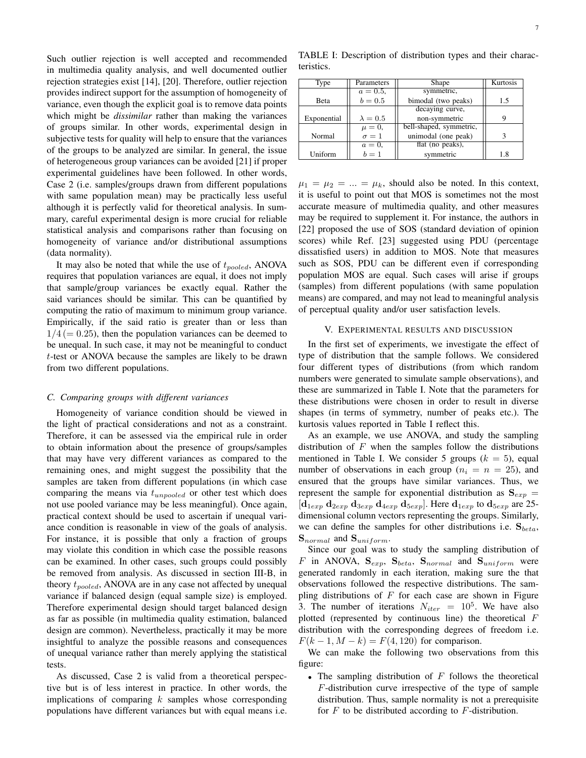Such outlier rejection is well accepted and recommended in multimedia quality analysis, and well documented outlier rejection strategies exist [14], [20]. Therefore, outlier rejection provides indirect support for the assumption of homogeneity of variance, even though the explicit goal is to remove data points which might be *dissimilar* rather than making the variances of groups similar. In other words, experimental design in subjective tests for quality will help to ensure that the variances of the groups to be analyzed are similar. In general, the issue of heterogeneous group variances can be avoided [21] if proper experimental guidelines have been followed. In other words, Case 2 (i.e. samples/groups drawn from different populations with same population mean) may be practically less useful although it is perfectly valid for theoretical analysis. In summary, careful experimental design is more crucial for reliable statistical analysis and comparisons rather than focusing on homogeneity of variance and/or distributional assumptions (data normality).

It may also be noted that while the use of $t_{pooled}$, ANOVA requires that population variances are equal, it does not imply that sample/group variances be exactly equal. Rather the said variances should be similar. This can be quantified by computing the ratio of maximum to minimum group variance. Empirically, if the said ratio is greater than or less than $1/4\,(=0.25)$, then the population variances can be deemed to be unequal. In such case, it may not be meaningful to conduct $t$-test or ANOVA because the samples are likely to be drawn from two different populations.

### C. Comparing groups with different variances

Homogeneity of variance condition should be viewed in the light of practical considerations and not as a constraint. Therefore, it can be assessed via the empirical rule in order to obtain information about the presence of groups/samples that may have very different variances as compared to the remaining ones, and might suggest the possibility that the samples are taken from different populations (in which case comparing the means via $t_{unpooled}$ or other test which does not use pooled variance may be less meaningful). Once again, practical context should be used to ascertain if unequal variance condition is reasonable in view of the goals of analysis. For instance, it is possible that only a fraction of groups may violate this condition in which case the possible reasons can be examined. In other cases, such groups could possibly be removed from analysis. As discussed in section III-B, in theory $t_{pooled}$, ANOVA are in any case not affected by unequal variance if balanced design (equal sample size) is employed. Therefore experimental design should target balanced design as far as possible (in multimedia quality estimation, balanced design are common). Nevertheless, practically it may be more insightful to analyze the possible reasons and consequences of unequal variance rather than merely applying the statistical tests.

As discussed, Case 2 is valid from a theoretical perspective but is of less interest in practice. In other words, the implications of comparing $k$ samples whose corresponding populations have different variances but with equal means i.e. $\mu_1 = \mu_2 = ... = \mu_k$, should also be noted. In this context, it is useful to point out that MOS is sometimes not the most accurate measure of multimedia quality, and other measures may be required to supplement it. For instance, the authors in [22] proposed the use of SOS (standard deviation of opinion scores) while Ref. [23] suggested using PDU (percentage dissatisfied users) in addition to MOS. Note that measures such as SOS, PDU can be different even if corresponding population MOS are equal. Such cases will arise if groups (samples) from different populations (with same population means) are compared, and may not lead to meaningful analysis of perceptual quality and/or user satisfaction levels.

TABLE I: Description of distribution types and their characteristics.

| Type | Parameters | Shape | Kurtosis |
|---|---|---|---|
| Beta | $a = 0.5$, $b = 0.5$ | symmetric, bimodal (two peaks) | 1.5 |
| Exponential | $\lambda = 0.5$ | decaying curve, non-symmetric | 9 |
| Normal | $\mu = 0$, $\sigma = 1$ | bell-shaped, symmetric, unimodal (one peak) | 3 |
| Uniform | $a = 0$, $b = 1$ | flat (no peaks), symmetric | 1.8 |

## V. Experimental results and discussion

In the first set of experiments, we investigate the effect of type of distribution that the sample follows. We considered four different types of distributions (from which random numbers were generated to simulate sample observations), and these are summarized in Table I. Note that the parameters for these distributions were chosen in order to result in diverse shapes (in terms of symmetry, number of peaks etc.). The kurtosis values reported in Table I reflect this.

As an example, we use ANOVA, and study the sampling distribution of $F$ when the samples follow the distributions mentioned in Table I. We consider 5 groups ($k = 5$), equal number of observations in each group ($n_i = n = 25$), and ensured that the groups have similar variances. Thus, we represent the sample for exponential distribution as $\mathbf{S}_{exp} = [\mathbf{d}_{1exp}\ \mathbf{d}_{2exp}\ \mathbf{d}_{3exp}\ \mathbf{d}_{4exp}\ \mathbf{d}_{5exp}]$. Here $\mathbf{d}_{1exp}$ to $\mathbf{d}_{5exp}$ are 25-dimensional column vectors representing the groups. Similarly, we can define the samples for other distributions i.e. $\mathbf{S}_{beta}$, $\mathbf{S}_{normal}$ and $\mathbf{S}_{uniform}$.

Since our goal was to study the sampling distribution of $F$ in ANOVA, $\mathbf{S}_{exp}$, $\mathbf{S}_{beta}$, $\mathbf{S}_{normal}$ and $\mathbf{S}_{uniform}$ were generated randomly in each iteration, making sure the that observations followed the respective distributions. The sampling distributions of $F$ for each case are shown in Figure 3. The number of iterations $N_{iter} = 10^5$. We have also plotted (represented by continuous line) the theoretical $F$ distribution with the corresponding degrees of freedom i.e. $F(k-1, M-k) = F(4, 120)$ for comparison.

We can make the following two observations from this figure:

- The sampling distribution of $F$ follows the theoretical $F$-distribution curve irrespective of the type of sample distribution. Thus, sample normality is not a prerequisite for $F$ to be distributed according to $F$-distribution.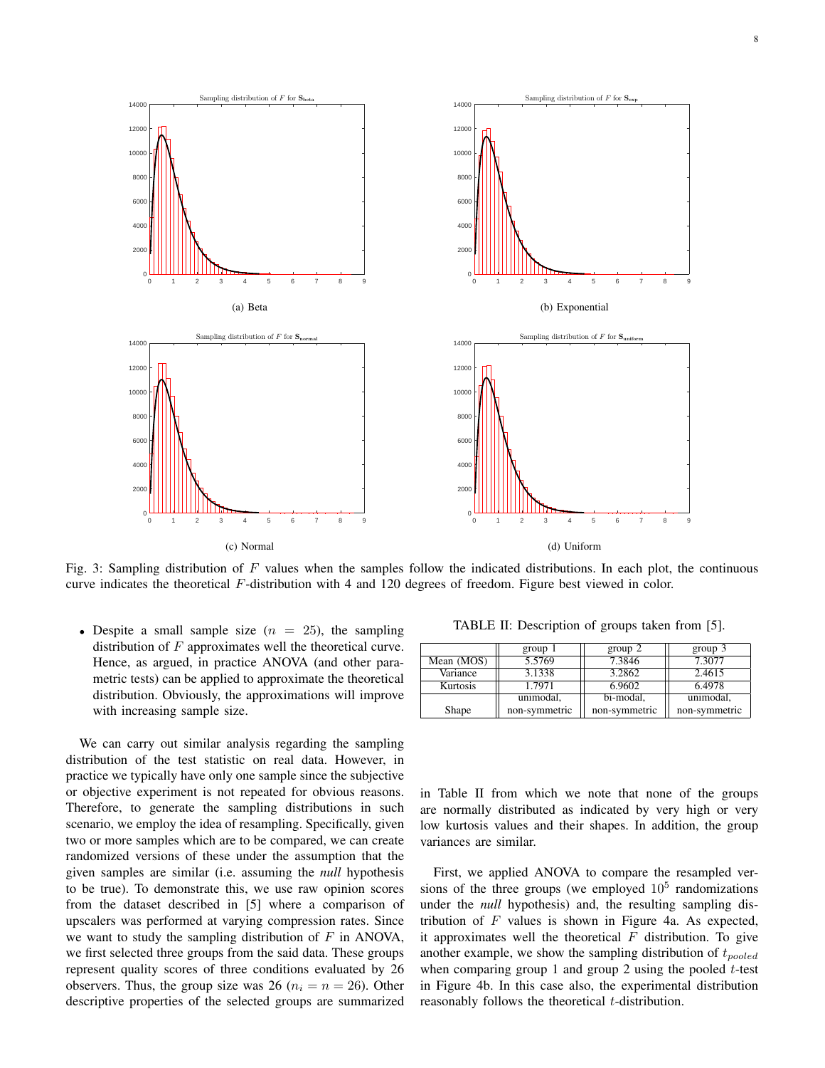Fig. 3: Sampling distribution of $F$ values when the samples follow the indicated distributions. In each plot, the continuous curve indicates the theoretical $F$-distribution with 4 and 120 degrees of freedom. Figure best viewed in color.

- Despite a small sample size ($n = 25$), the sampling distribution of $F$ approximates well the theoretical curve. Hence, as argued, in practice ANOVA (and other parametric tests) can be applied to approximate the theoretical distribution. Obviously, the approximations will improve with increasing sample size.

We can carry out similar analysis regarding the sampling distribution of the test statistic on real data. However, in practice we typically have only one sample since the subjective or objective experiment is not repeated for obvious reasons. Therefore, to generate the sampling distributions in such scenario, we employ the idea of resampling. Specifically, given two or more samples which are to be compared, we can create randomized versions of these under the assumption that the given samples are similar (i.e. assuming the *null* hypothesis to be true). To demonstrate this, we use raw opinion scores from the dataset described in [5] where a comparison of upscalers was performed at varying compression rates. Since we want to study the sampling distribution of $F$ in ANOVA, we first selected three groups from the said data. These groups represent quality scores of three conditions evaluated by 26 observers. Thus, the group size was 26 ($n_i = n = 26$). Other descriptive properties of the selected groups are summarized in Table II from which we note that none of the groups are normally distributed as indicated by very high or very low kurtosis values and their shapes. In addition, the group variances are similar.

TABLE II: Description of groups taken from [5].

| | group 1 | group 2 | group 3 |
|---|---|---|---|
| Mean (MOS) | 5.5769 | 7.3846 | 7.3077 |
| Variance | 3.1338 | 3.2862 | 2.4615 |
| Kurtosis | 1.7971 | 6.9602 | 6.4978 |
| Shape | unimodal, non-symmetric | bi-modal, non-symmetric | unimodal, non-symmetric |

First, we applied ANOVA to compare the resampled versions of the three groups (we employed $10^5$ randomizations under the *null* hypothesis) and, the resulting sampling distribution of $F$ values is shown in Figure 4a. As expected, it approximates well the theoretical $F$ distribution. To give another example, we show the sampling distribution of $t_{pooled}$ when comparing group 1 and group 2 using the pooled $t$-test in Figure 4b. In this case also, the experimental distribution reasonably follows the theoretical $t$-distribution.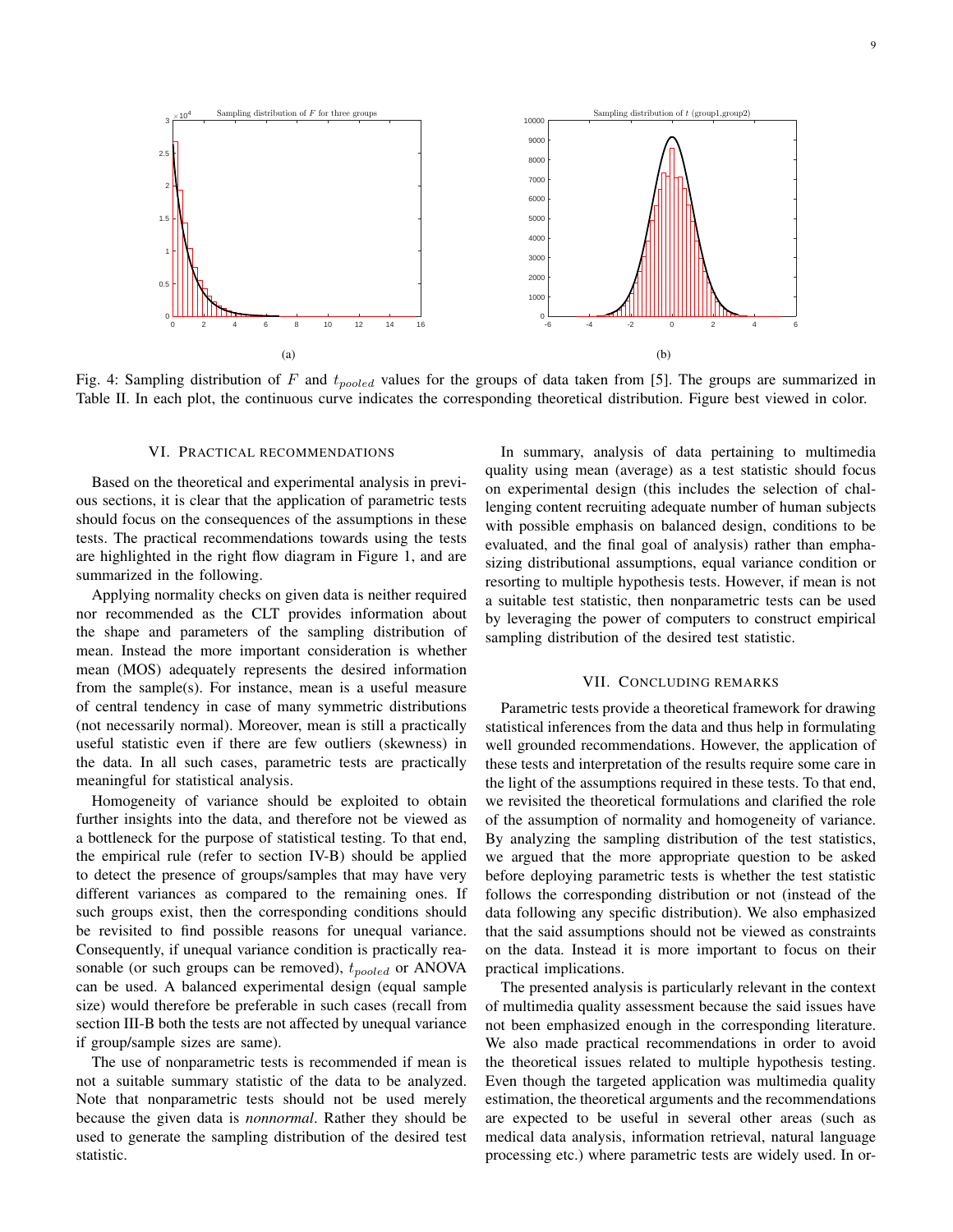Fig. 4: Sampling distribution of $F$ and $t_{pooled}$ values for the groups of data taken from [5]. The groups are summarized in Table II. In each plot, the continuous curve indicates the corresponding theoretical distribution. Figure best viewed in color.

## VI. Practical Recommendations

Based on the theoretical and experimental analysis in previous sections, it is clear that the application of parametric tests should focus on the consequences of the assumptions in these tests. The practical recommendations towards using the tests are highlighted in the right flow diagram in Figure 1, and are summarized in the following.

Applying normality checks on given data is neither required nor recommended as the CLT provides information about the shape and parameters of the sampling distribution of mean. Instead the more important consideration is whether mean (MOS) adequately represents the desired information from the sample(s). For instance, mean is a useful measure of central tendency in case of many symmetric distributions (not necessarily normal). Moreover, mean is still a practically useful statistic even if there are few outliers (skewness) in the data. In all such cases, parametric tests are practically meaningful for statistical analysis.

Homogeneity of variance should be exploited to obtain further insights into the data, and therefore not be viewed as a bottleneck for the purpose of statistical testing. To that end, the empirical rule (refer to section IV-B) should be applied to detect the presence of groups/samples that may have very different variances as compared to the remaining ones. If such groups exist, then the corresponding conditions should be revisited to find possible reasons for unequal variance. Consequently, if unequal variance condition is practically reasonable (or such groups can be removed), $t_{pooled}$ or ANOVA can be used. A balanced experimental design (equal sample size) would therefore be preferable in such cases (recall from section III-B both the tests are not affected by unequal variance if group/sample sizes are same).

The use of nonparametric tests is recommended if mean is not a suitable summary statistic of the data to be analyzed. Note that nonparametric tests should not be used merely because the given data is *nonnormal*. Rather they should be used to generate the sampling distribution of the desired test statistic.

In summary, analysis of data pertaining to multimedia quality using mean (average) as a test statistic should focus on experimental design (this includes the selection of challenging content recruiting adequate number of human subjects with possible emphasis on balanced design, conditions to be evaluated, and the final goal of analysis) rather than emphasizing distributional assumptions, equal variance condition or resorting to multiple hypothesis tests. However, if mean is not a suitable test statistic, then nonparametric tests can be used by leveraging the power of computers to construct empirical sampling distribution of the desired test statistic.

## VII. Concluding Remarks

Parametric tests provide a theoretical framework for drawing statistical inferences from the data and thus help in formulating well grounded recommendations. However, the application of these tests and interpretation of the results require some care in the light of the assumptions required in these tests. To that end, we revisited the theoretical formulations and clarified the role of the assumption of normality and homogeneity of variance. By analyzing the sampling distribution of the test statistics, we argued that the more appropriate question to be asked before deploying parametric tests is whether the test statistic follows the corresponding distribution or not (instead of the data following any specific distribution). We also emphasized that the said assumptions should not be viewed as constraints on the data. Instead it is more important to focus on their practical implications.

The presented analysis is particularly relevant in the context of multimedia quality assessment because the said issues have not been emphasized enough in the corresponding literature. We also made practical recommendations in order to avoid the theoretical issues related to multiple hypothesis testing. Even though the targeted application was multimedia quality estimation, the theoretical arguments and the recommendations are expected to be useful in several other areas (such as medical data analysis, information retrieval, natural language processing etc.) where parametric tests are widely used. In or-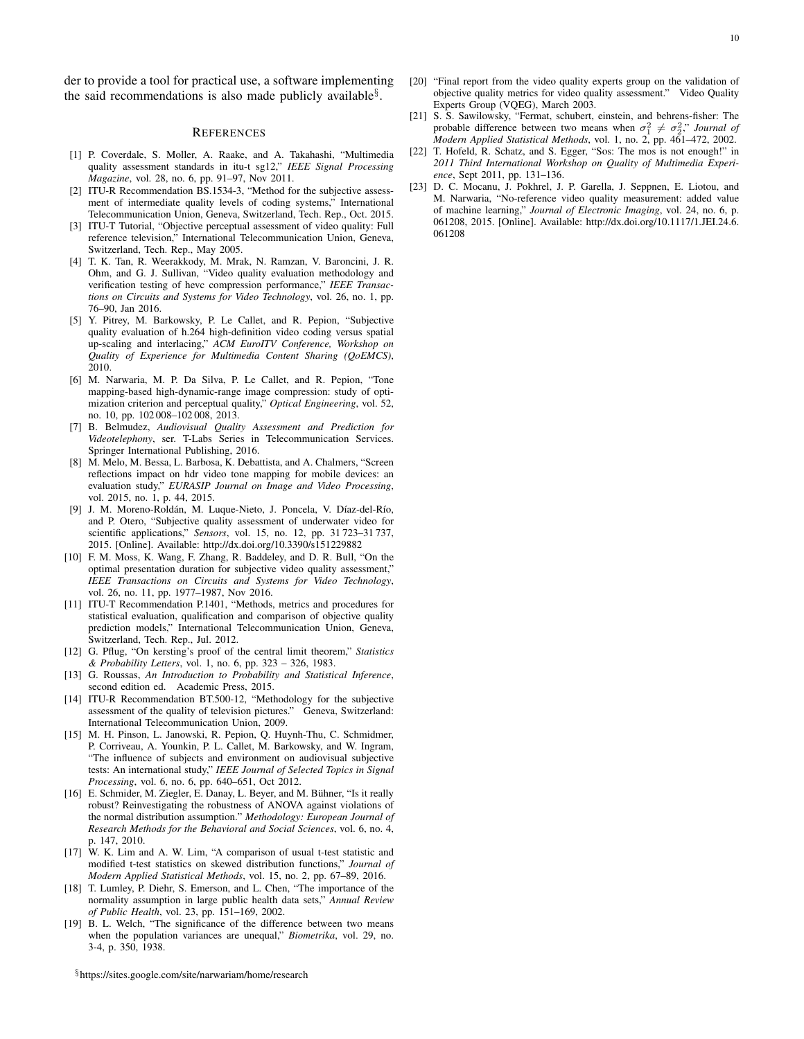der to provide a tool for practical use, a software implementing the said recommendations is also made publicly available[§].

## References

[1] P. Coverdale, S. Moller, A. Raake, and A. Takahashi, "Multimedia quality assessment standards in itu-t sg12," *IEEE Signal Processing Magazine*, vol. 28, no. 6, pp. 91–97, Nov 2011.

[2] ITU-R Recommendation BS.1534-3, "Method for the subjective assessment of intermediate quality levels of coding systems," International Telecommunication Union, Geneva, Switzerland, Tech. Rep., Oct. 2015.

[3] ITU-T Tutorial, "Objective perceptual assessment of video quality: Full reference television," International Telecommunication Union, Geneva, Switzerland, Tech. Rep., May 2005.

[4] T. K. Tan, R. Weerakkody, M. Mrak, N. Ramzan, V. Baroncini, J. R. Ohm, and G. J. Sullivan, "Video quality evaluation methodology and verification testing of hevc compression performance," *IEEE Transactions on Circuits and Systems for Video Technology*, vol. 26, no. 1, pp. 76–90, Jan 2016.

[5] Y. Pitrey, M. Barkowsky, P. Le Callet, and R. Pepion, "Subjective quality evaluation of h.264 high-definition video coding versus spatial up-scaling and interlacing," *ACM EuroITV Conference, Workshop on Quality of Experience for Multimedia Content Sharing (QoEMCS)*, 2010.

[6] M. Narwaria, M. P. Da Silva, P. Le Callet, and R. Pepion, "Tone mapping-based high-dynamic-range image compression: study of optimization criterion and perceptual quality," *Optical Engineering*, vol. 52, no. 10, pp. 102 008–102 008, 2013.

[7] B. Belmudez, *Audiovisual Quality Assessment and Prediction for Videotelephony*, ser. T-Labs Series in Telecommunication Services. Springer International Publishing, 2016.

[8] M. Melo, M. Bessa, L. Barbosa, K. Debattista, and A. Chalmers, "Screen reflections impact on hdr video tone mapping for mobile devices: an evaluation study," *EURASIP Journal on Image and Video Processing*, vol. 2015, no. 1, p. 44, 2015.

[9] J. M. Moreno-Roldán, M. Luque-Nieto, J. Poncela, V. Díaz-del-Río, and P. Otero, "Subjective quality assessment of underwater video for scientific applications," *Sensors*, vol. 15, no. 12, pp. 31 723–31 737, 2015. [Online]. Available: http://dx.doi.org/10.3390/s151229882

[10] F. M. Moss, K. Wang, F. Zhang, R. Baddeley, and D. R. Bull, "On the optimal presentation duration for subjective video quality assessment," *IEEE Transactions on Circuits and Systems for Video Technology*, vol. 26, no. 11, pp. 1977–1987, Nov 2016.

[11] ITU-T Recommendation P.1401, "Methods, metrics and procedures for statistical evaluation, qualification and comparison of objective quality prediction models," International Telecommunication Union, Geneva, Switzerland, Tech. Rep., Jul. 2012.

[12] G. Pflug, "On kersting's proof of the central limit theorem," *Statistics & Probability Letters*, vol. 1, no. 6, pp. 323 – 326, 1983.

[13] G. Roussas, *An Introduction to Probability and Statistical Inference*, second edition ed. Academic Press, 2015.

[14] ITU-R Recommendation BT.500-12, "Methodology for the subjective assessment of the quality of television pictures." Geneva, Switzerland: International Telecommunication Union, 2009.

[15] M. H. Pinson, L. Janowski, R. Pepion, Q. Huynh-Thu, C. Schmidmer, P. Corriveau, A. Younkin, P. L. Callet, M. Barkowsky, and W. Ingram, "The influence of subjects and environment on audiovisual subjective tests: An international study," *IEEE Journal of Selected Topics in Signal Processing*, vol. 6, no. 6, pp. 640–651, Oct 2012.

[16] E. Schmider, M. Ziegler, E. Danay, L. Beyer, and M. Bühner, "Is it really robust? Reinvestigating the robustness of ANOVA against violations of the normal distribution assumption." *Methodology: European Journal of Research Methods for the Behavioral and Social Sciences*, vol. 6, no. 4, p. 147, 2010.

[17] W. K. Lim and A. W. Lim, "A comparison of usual t-test statistic and modified t-test statistics on skewed distribution functions," *Journal of Modern Applied Statistical Methods*, vol. 15, no. 2, pp. 67–89, 2016.

[18] T. Lumley, P. Diehr, S. Emerson, and L. Chen, "The importance of the normality assumption in large public health data sets," *Annual Review of Public Health*, vol. 23, pp. 151–169, 2002.

[19] B. L. Welch, "The significance of the difference between two means when the population variances are unequal," *Biometrika*, vol. 29, no. 3-4, p. 350, 1938.

[20] "Final report from the video quality experts group on the validation of objective quality metrics for video quality assessment." Video Quality Experts Group (VQEG), March 2003.

[21] S. S. Sawilowsky, "Fermat, schubert, einstein, and behrens-fisher: The probable difference between two means when $\sigma_1^2 \neq \sigma_2^2$," *Journal of Modern Applied Statistical Methods*, vol. 1, no. 2, pp. 461–472, 2002.

[22] T. Hofeld, R. Schatz, and S. Egger, "Sos: The mos is not enough!" in *2011 Third International Workshop on Quality of Multimedia Experience*, Sept 2011, pp. 131–136.

[23] D. C. Mocanu, J. Pokhrel, J. P. Garella, J. Seppnen, E. Liotou, and M. Narwaria, "No-reference video quality measurement: added value of machine learning," *Journal of Electronic Imaging*, vol. 24, no. 6, p. 061208, 2015. [Online]. Available: http://dx.doi.org/10.1117/1.JEI.24.6.061208

[§]https://sites.google.com/site/narwariam/home/research